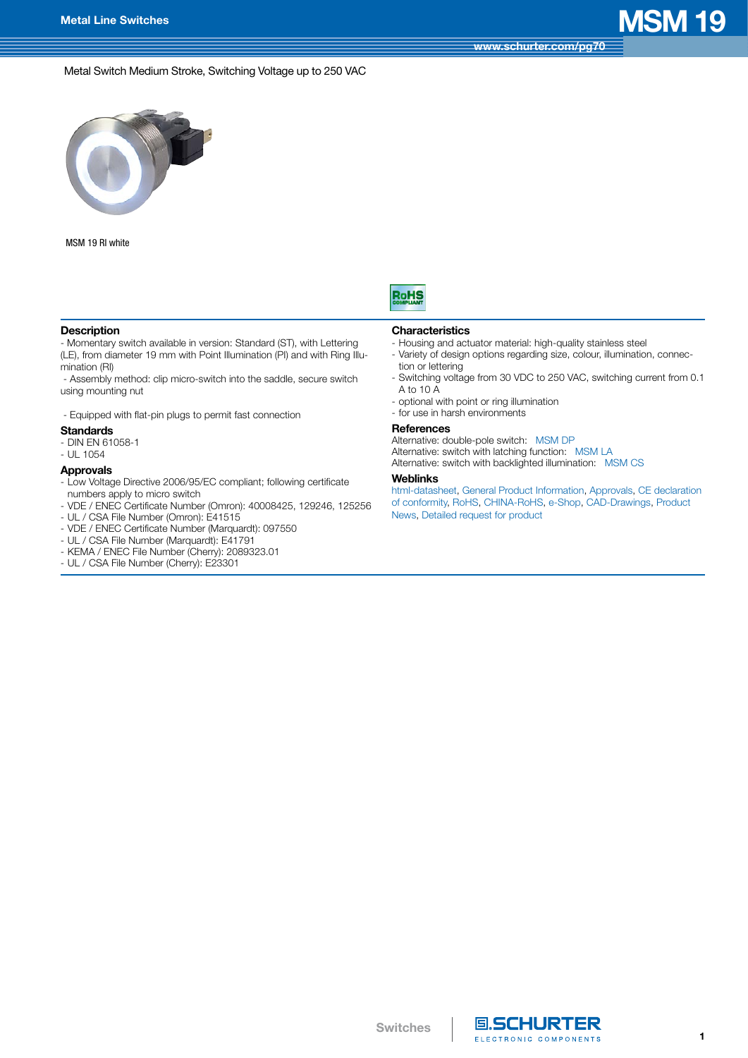# MSM 19

Metal Switch Medium Stroke, Switching Voltage up to 250 VAC

MSM 19 RI white

## Description

- Momentary switch available in version: Standard (ST), with Lettering (LE), from diameter 19 mm with Point Illumination (PI) and with Ring Illumination (RI)
- Assembly method: clip micro-switch into the saddle, secure switch using mounting nut
- Equipped with flat-pin plugs to permit fast connection

## Standards

- DIN EN 61058-1
- UL 1054

## Approvals

- Low Voltage Directive 2006/95/EC compliant; following certificate numbers apply to micro switch
- VDE / ENEC Certificate Number (Omron): 40008425, 129246, 125256
- UL / CSA File Number (Omron): E41515
- VDE / ENEC Certificate Number (Marquardt): 097550
- UL / CSA File Number (Marquardt): E41791
- KEMA / ENEC File Number (Cherry): 2089323.01
- UL / CSA File Number (Cherry): E23301

## Characteristics

- Housing and actuator material: high-quality stainless steel
- Variety of design options regarding size, colour, illumination, connection or lettering
- Switching voltage from 30 VDC to 250 VAC, switching current from 0.1 A to 10 A
- optional with point or ring illumination
- for use in harsh environments

## References

Alternative: double-pole switch: MSM DP
Alternative: switch with latching function: MSM LA
Alternative: switch with backlighted illumination: MSM CS

## Weblinks

html-datasheet, General Product Information, Approvals, CE declaration of conformity, RoHS, CHINA-RoHS, e-Shop, CAD-Drawings, Product News, Detailed request for product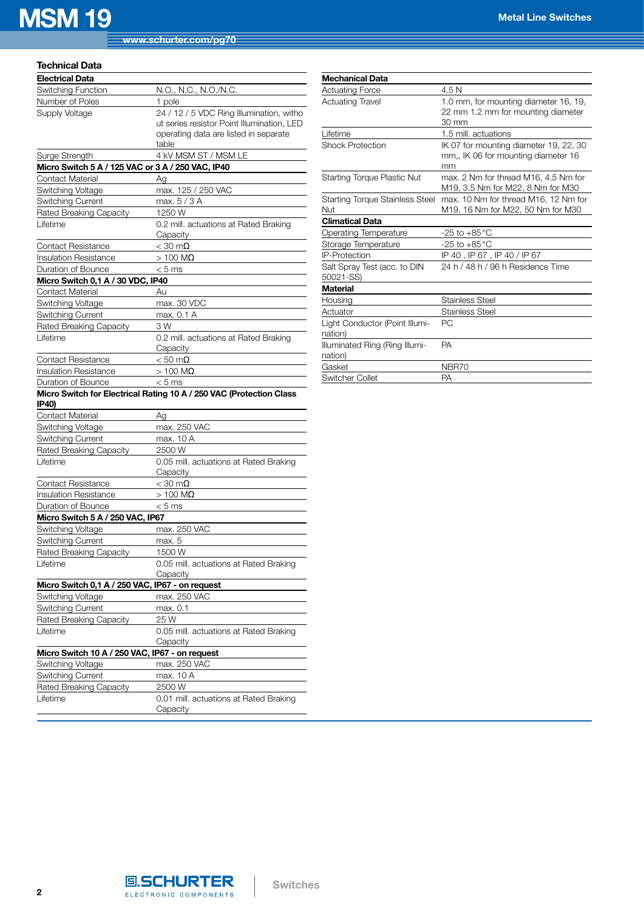## Technical Data

| Electrical Data | |
|---|---|
| Switching Function | N.O., N.C., N.O./N.C. |
| Number of Poles | 1 pole |
| Supply Voltage | 24 / 12 / 5 VDC Ring Illumination, without series resistor Point Illumination, LED operating data are listed in separate table |
| Surge Strength | 4 kV MSM ST / MSM LE |
| **Micro Switch 5 A / 125 VAC or 3 A / 250 VAC, IP40** | |
| Contact Material | Ag |
| Switching Voltage | max. 125 / 250 VAC |
| Switching Current | max. 5 / 3 A |
| Rated Breaking Capacity | 1250 W |
| Lifetime | 0.2 mill. actuations at Rated Braking Capacity |
| Contact Resistance | < 30 mΩ |
| Insulation Resistance | > 100 MΩ |
| Duration of Bounce | < 5 ms |
| **Micro Switch 0,1 A / 30 VDC, IP40** | |
| Contact Material | Au |
| Switching Voltage | max. 30 VDC |
| Switching Current | max. 0.1 A |
| Rated Breaking Capacity | 3 W |
| Lifetime | 0.2 mill. actuations at Rated Braking Capacity |
| Contact Resistance | < 50 mΩ |
| Insulation Resistance | > 100 MΩ |
| Duration of Bounce | < 5 ms |
| **Micro Switch for Electrical Rating 10 A / 250 VAC (Protection Class IP40)** | |
| Contact Material | Ag |
| Switching Voltage | max. 250 VAC |
| Switching Current | max. 10 A |
| Rated Breaking Capacity | 2500 W |
| Lifetime | 0.05 mill. actuations at Rated Braking Capacity |
| Contact Resistance | < 30 mΩ |
| Insulation Resistance | > 100 MΩ |
| Duration of Bounce | < 5 ms |
| **Micro Switch 5 A / 250 VAC, IP67** | |
| Switching Voltage | max. 250 VAC |
| Switching Current | max. 5 |
| Rated Breaking Capacity | 1500 W |
| Lifetime | 0.05 mill. actuations at Rated Braking Capacity |
| **Micro Switch 0,1 A / 250 VAC, IP67 - on request** | |
| Switching Voltage | max. 250 VAC |
| Switching Current | max. 0.1 |
| Rated Breaking Capacity | 25 W |
| Lifetime | 0.05 mill. actuations at Rated Braking Capacity |
| **Micro Switch 10 A / 250 VAC, IP67 - on request** | |
| Switching Voltage | max. 250 VAC |
| Switching Current | max. 10 A |
| Rated Breaking Capacity | 2500 W |
| Lifetime | 0.01 mill. actuations at Rated Braking Capacity |

| Mechanical Data | |
|---|---|
| Actuating Force | 4.5 N |
| Actuating Travel | 1.0 mm, for mounting diameter 16, 19, 22 mm 1.2 mm for mounting diameter 30 mm |
| Lifetime | 1.5 mill. actuations |
| Shock Protection | IK 07 for mounting diameter 19, 22, 30 mm,, IK 06 for mounting diameter 16 mm |
| Starting Torque Plastic Nut | max. 2 Nm for thread M16, 4.5 Nm for M19, 3.5 Nm for M22, 8 Nm for M30 |
| Starting Torque Stainless Steel Nut | max. 10 Nm for thread M16, 12 Nm for M19, 16 Nm for M22, 50 Nm for M30 |
| **Climatical Data** | |
| Operating Temperature | -25 to +85 °C |
| Storage Temperature | -25 to +85 °C |
| IP-Protection | IP 40 , IP 67 , IP 40 / IP 67 |
| Salt Spray Test (acc. to DIN 50021-SS) | 24 h / 48 h / 96 h Residence Time |
| **Material** | |
| Housing | Stainless Steel |
| Actuator | Stainless Steel |
| Light Conductor (Point Illumination) | PC |
| Illuminated Ring (Ring Illumination) | PA |
| Gasket | NBR70 |
| Switcher Collet | PA |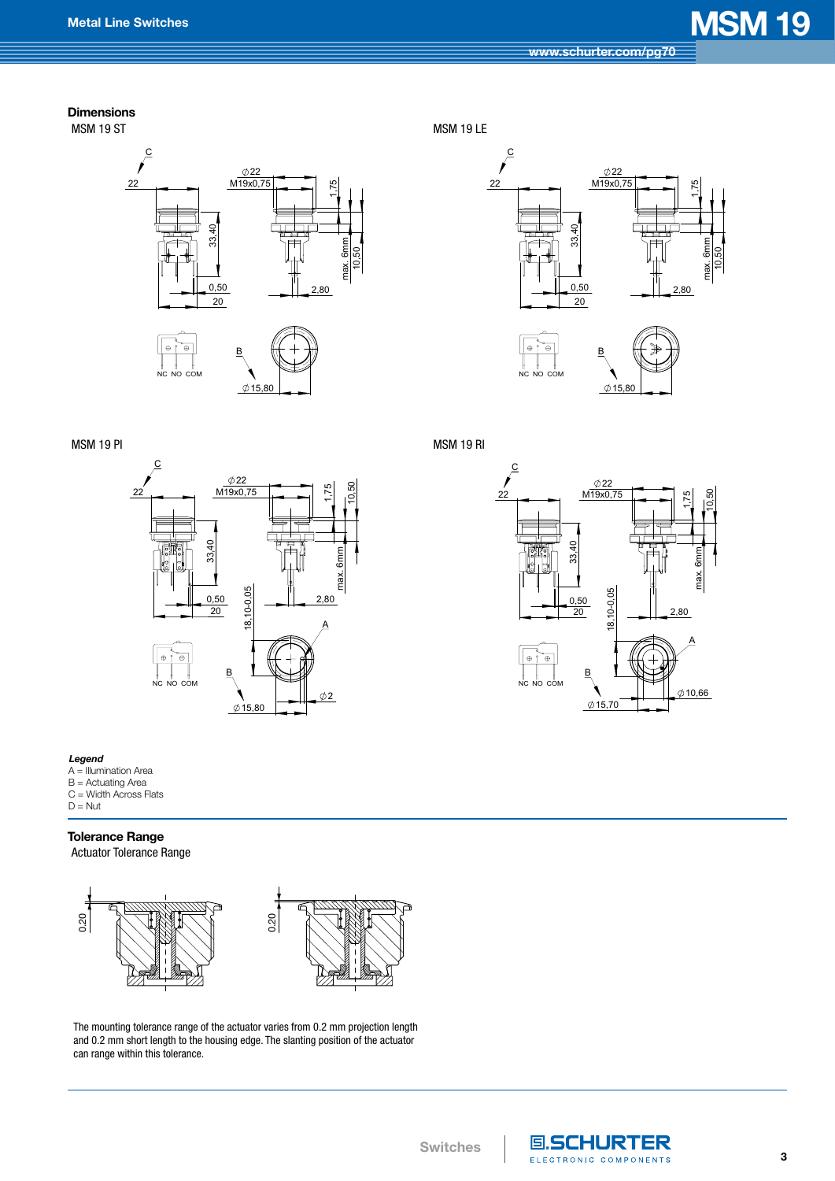## Dimensions

MSM 19 ST

MSM 19 LE

MSM 19 PI

MSM 19 RI

***Legend***

A = Illumination Area
B = Actuating Area
C = Width Across Flats
D = Nut

## Tolerance Range

Actuator Tolerance Range

The mounting tolerance range of the actuator varies from 0.2 mm projection length and 0.2 mm short length to the housing edge. The slanting position of the actuator can range within this tolerance.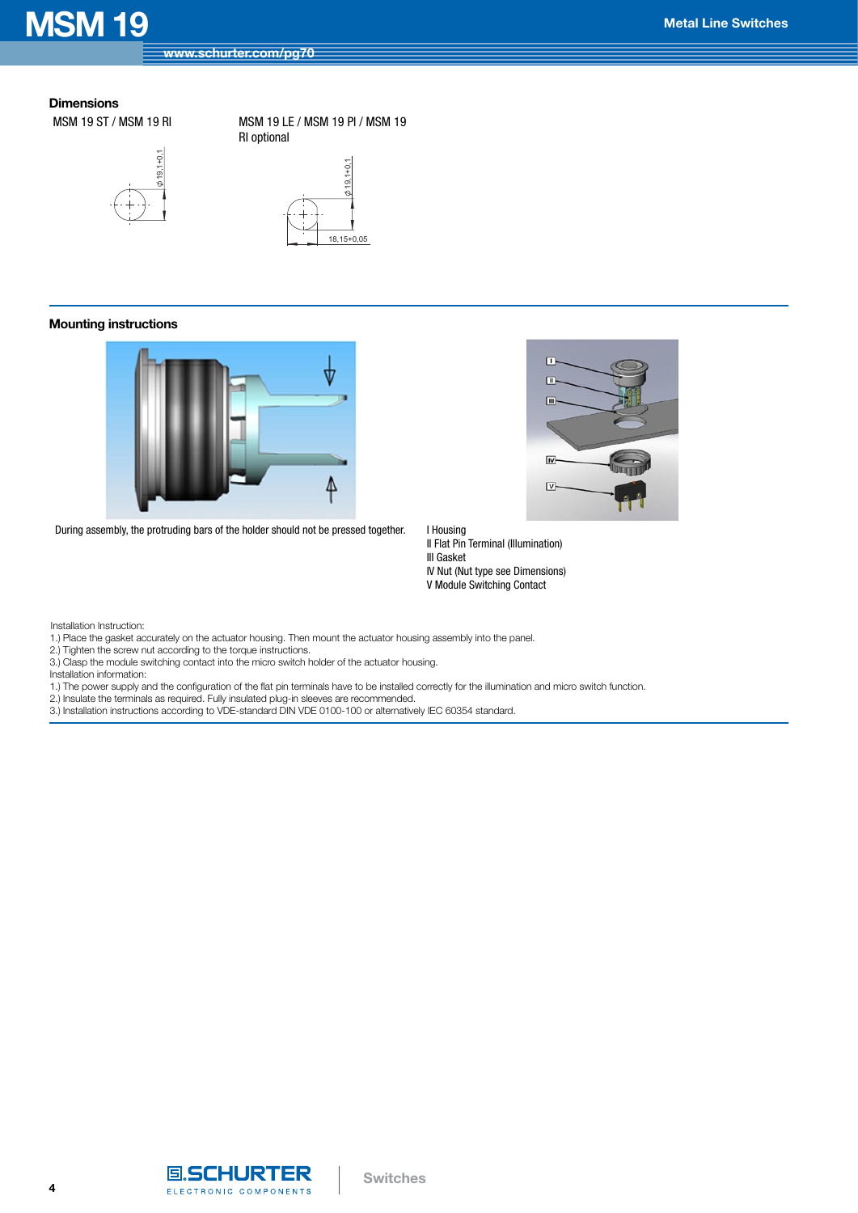## Dimensions

MSM 19 ST / MSM 19 RI

MSM 19 LE / MSM 19 PI / MSM 19 RI optional

## Mounting instructions

During assembly, the protruding bars of the holder should not be pressed together.

I Housing
II Flat Pin Terminal (Illumination)
III Gasket
IV Nut (Nut type see Dimensions)
V Module Switching Contact

Installation Instruction:
1.) Place the gasket accurately on the actuator housing. Then mount the actuator housing assembly into the panel.
2.) Tighten the screw nut according to the torque instructions.
3.) Clasp the module switching contact into the micro switch holder of the actuator housing.
Installation information:
1.) The power supply and the configuration of the flat pin terminals have to be installed correctly for the illumination and micro switch function.
2.) Insulate the terminals as required. Fully insulated plug-in sleeves are recommended.
3.) Installation instructions according to VDE-standard DIN VDE 0100-100 or alternatively IEC 60354 standard.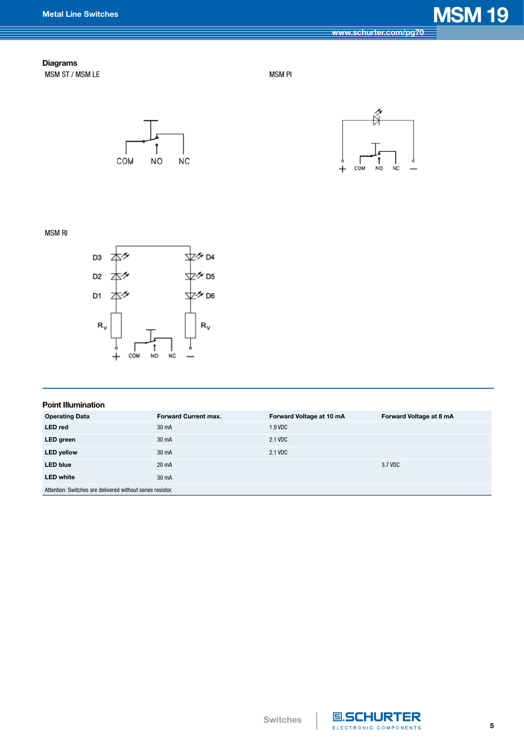## Diagrams

MSM ST / MSM LE

MSM PI

MSM RI

## Point Illumination

| Operating Data | Forward Current max. | Forward Voltage at 10 mA | Forward Voltage at 8 mA |
|---|---|---|---|
| **LED red** | 30 mA | 1.9 VDC | |
| **LED green** | 30 mA | 2.1 VDC | |
| **LED yellow** | 30 mA | 2.1 VDC | |
| **LED blue** | 20 mA | | 3.7 VDC |
| **LED white** | 30 mA | | |
| Attention: Switches are delivered without series resistor. | | | |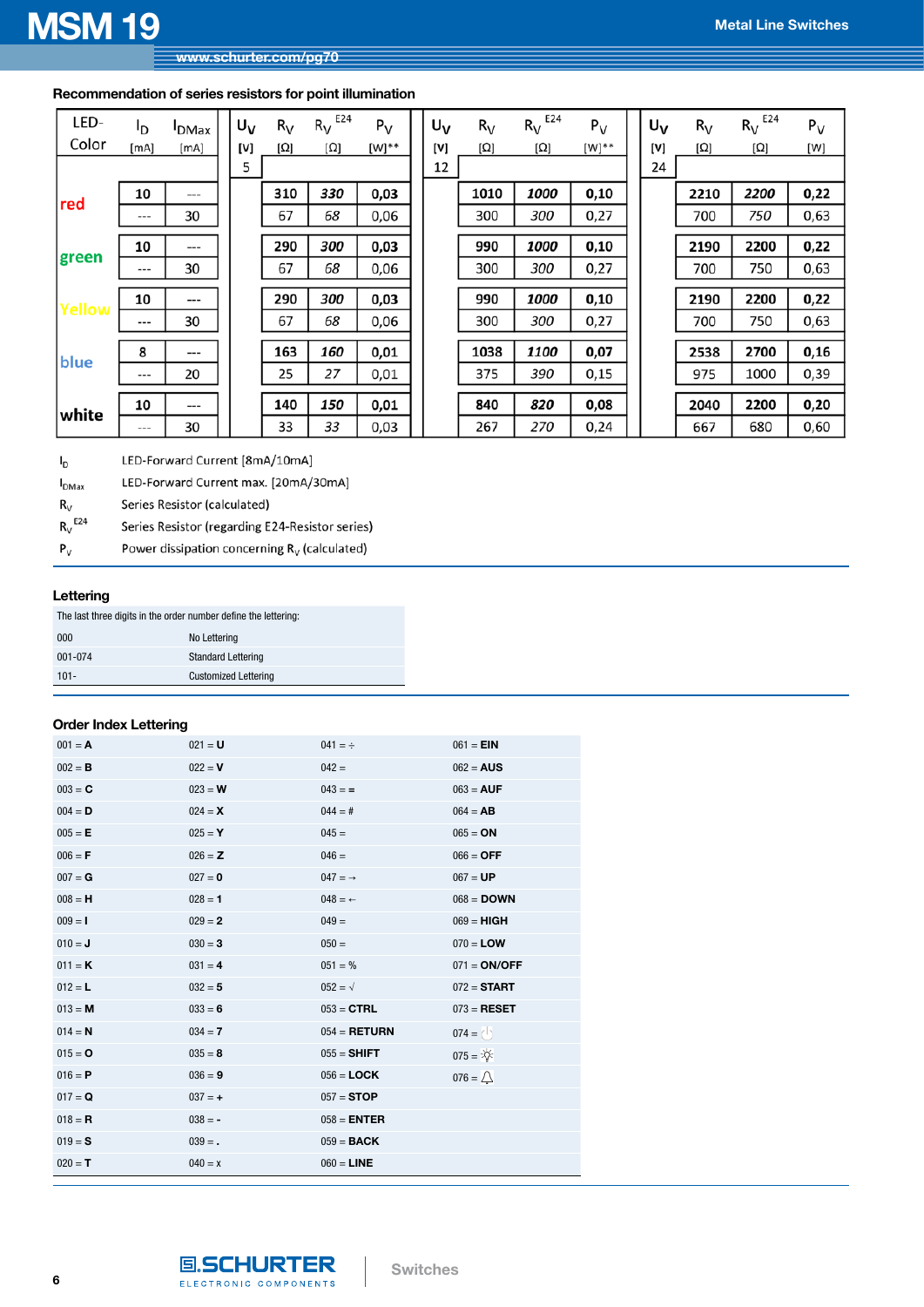## Recommendation of series resistors for point illumination

| LED-Color | $I_D$ [mA] | $I_{DMax}$ [mA] | $U_V$ [V] | $R_V$ [Ω] | $R_V^{E24}$ [Ω] | $P_V$ [W]** | $U_V$ [V] | $R_V$ [Ω] | $R_V^{E24}$ [Ω] | $P_V$ [W]** | $U_V$ [V] | $R_V$ [Ω] | $R_V^{E24}$ [Ω] | $P_V$ [W] |
|---|---|---|---|---|---|---|---|---|---|---|---|---|---|---|
| | | | 5 | | | | 12 | | | | 24 | | | |
| red | 10 | --- | | 310 | 330 | 0,03 | | 1010 | 1000 | 0,10 | | 2210 | 2200 | 0,22 |
| | --- | 30 | | 67 | 68 | 0,06 | | 300 | 300 | 0,27 | | 700 | 750 | 0,63 |
| green | 10 | --- | | 290 | 300 | 0,03 | | 990 | 1000 | 0,10 | | 2190 | 2200 | 0,22 |
| | --- | 30 | | 67 | 68 | 0,06 | | 300 | 300 | 0,27 | | 700 | 750 | 0,63 |
| Yellow | 10 | --- | | 290 | 300 | 0,03 | | 990 | 1000 | 0,10 | | 2190 | 2200 | 0,22 |
| | --- | 30 | | 67 | 68 | 0,06 | | 300 | 300 | 0,27 | | 700 | 750 | 0,63 |
| blue | 8 | --- | | 163 | 160 | 0,01 | | 1038 | 1100 | 0,07 | | 2538 | 2700 | 0,16 |
| | --- | 20 | | 25 | 27 | 0,01 | | 375 | 390 | 0,15 | | 975 | 1000 | 0,39 |
| white | 10 | --- | | 140 | 150 | 0,01 | | 840 | 820 | 0,08 | | 2040 | 2200 | 0,20 |
| | --- | 30 | | 33 | 33 | 0,03 | | 267 | 270 | 0,24 | | 667 | 680 | 0,60 |

$I_D$ LED-Forward Current [8mA/10mA]

$I_{DMax}$ LED-Forward Current max. [20mA/30mA]

$R_V$ Series Resistor (calculated)

$R_V^{E24}$ Series Resistor (regarding E24-Resistor series)

$P_V$ Power dissipation concerning $R_V$ (calculated)

## Lettering

The last three digits in the order number define the lettering:

| | |
|---|---|
| 000 | No Lettering |
| 001-074 | Standard Lettering |
| 101- | Customized Lettering |

## Order Index Lettering

| | | | |
|---|---|---|---|
| 001 = **A** | 021 = **U** | 041 = ÷ | 061 = **EIN** |
| 002 = **B** | 022 = **V** | 042 = | 062 = **AUS** |
| 003 = **C** | 023 = **W** | 043 = **=** | 063 = **AUF** |
| 004 = **D** | 024 = **X** | 044 = # | 064 = **AB** |
| 005 = **E** | 025 = **Y** | 045 = | 065 = **ON** |
| 006 = **F** | 026 = **Z** | 046 = | 066 = **OFF** |
| 007 = **G** | 027 = **0** | 047 = → | 067 = **UP** |
| 008 = **H** | 028 = **1** | 048 = ← | 068 = **DOWN** |
| 009 = **I** | 029 = **2** | 049 = | 069 = **HIGH** |
| 010 = **J** | 030 = **3** | 050 = | 070 = **LOW** |
| 011 = **K** | 031 = **4** | 051 = % | 071 = **ON/OFF** |
| 012 = **L** | 032 = **5** | 052 = √ | 072 = **START** |
| 013 = **M** | 033 = **6** | 053 = **CTRL** | 073 = **RESET** |
| 014 = **N** | 034 = **7** | 054 = **RETURN** | 074 = |
| 015 = **O** | 035 = **8** | 055 = **SHIFT** | 075 = |
| 016 = **P** | 036 = **9** | 056 = **LOCK** | 076 = |
| 017 = **Q** | 037 = **+** | 057 = **STOP** | |
| 018 = **R** | 038 = **-** | 058 = **ENTER** | |
| 019 = **S** | 039 = **.** | 059 = **BACK** | |
| 020 = **T** | 040 = x | 060 = **LINE** | |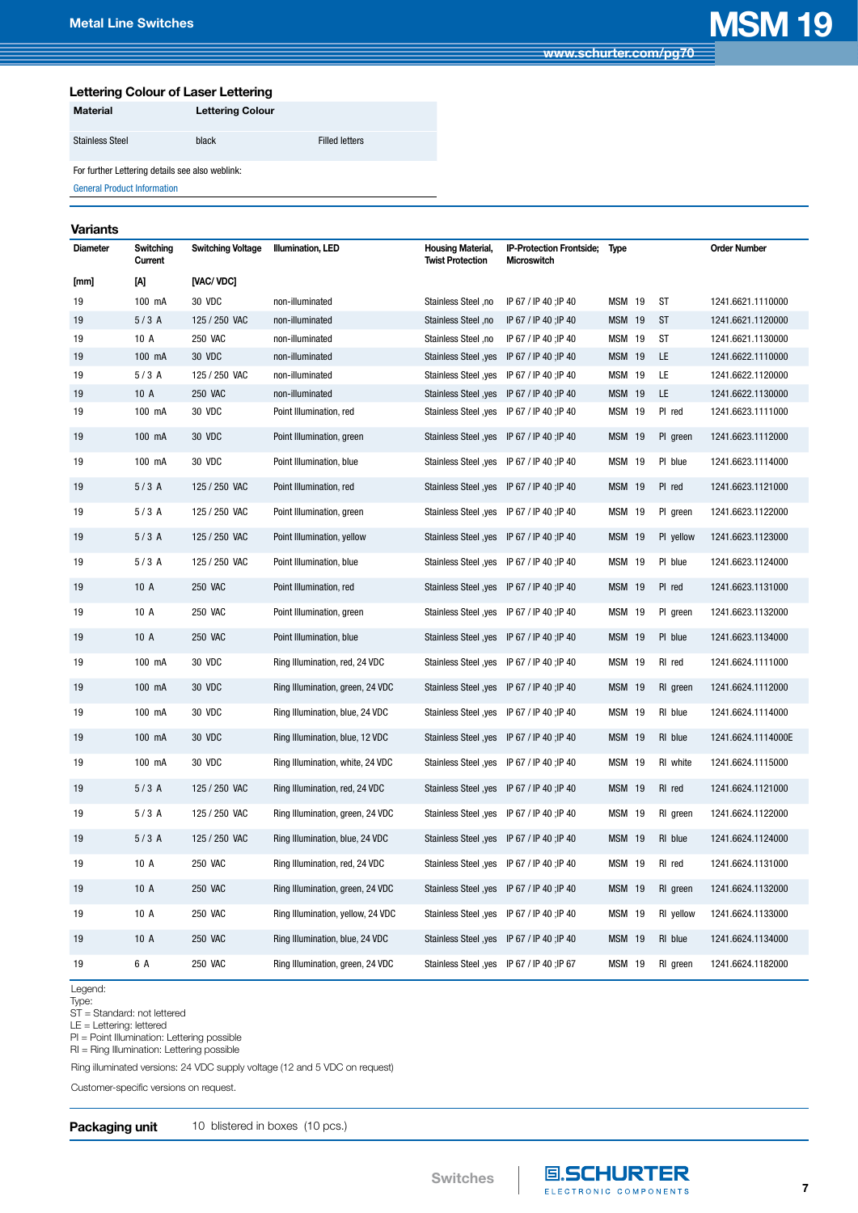## Lettering Colour of Laser Lettering

| Material | Lettering Colour | |
|---|---|---|
| Stainless Steel | black | Filled letters |

For further Lettering details see also weblink:

General Product Information

## Variants

| Diameter | Switching Current | Switching Voltage | Illumination, LED | Housing Material, Twist Protection | IP-Protection Frontside; Microswitch | Type | Order Number |
|---|---|---|---|---|---|---|---|
| [mm] | [A] | [VAC/ VDC] | | | | | |
| 19 | 100 mA | 30 VDC | non-illuminated | Stainless Steel ,no | IP 67 / IP 40 ;IP 40 | MSM 19 ST | 1241.6621.1110000 |
| 19 | 5 / 3 A | 125 / 250 VAC | non-illuminated | Stainless Steel ,no | IP 67 / IP 40 ;IP 40 | MSM 19 ST | 1241.6621.1120000 |
| 19 | 10 A | 250 VAC | non-illuminated | Stainless Steel ,no | IP 67 / IP 40 ;IP 40 | MSM 19 ST | 1241.6621.1130000 |
| 19 | 100 mA | 30 VDC | non-illuminated | Stainless Steel ,yes | IP 67 / IP 40 ;IP 40 | MSM 19 LE | 1241.6622.1110000 |
| 19 | 5 / 3 A | 125 / 250 VAC | non-illuminated | Stainless Steel ,yes | IP 67 / IP 40 ;IP 40 | MSM 19 LE | 1241.6622.1120000 |
| 19 | 10 A | 250 VAC | non-illuminated | Stainless Steel ,yes | IP 67 / IP 40 ;IP 40 | MSM 19 LE | 1241.6622.1130000 |
| 19 | 100 mA | 30 VDC | Point Illumination, red | Stainless Steel ,yes | IP 67 / IP 40 ;IP 40 | MSM 19 PI red | 1241.6623.1111000 |
| 19 | 100 mA | 30 VDC | Point Illumination, green | Stainless Steel ,yes | IP 67 / IP 40 ;IP 40 | MSM 19 PI green | 1241.6623.1112000 |
| 19 | 100 mA | 30 VDC | Point Illumination, blue | Stainless Steel ,yes | IP 67 / IP 40 ;IP 40 | MSM 19 PI blue | 1241.6623.1114000 |
| 19 | 5 / 3 A | 125 / 250 VAC | Point Illumination, red | Stainless Steel ,yes | IP 67 / IP 40 ;IP 40 | MSM 19 PI red | 1241.6623.1121000 |
| 19 | 5 / 3 A | 125 / 250 VAC | Point Illumination, green | Stainless Steel ,yes | IP 67 / IP 40 ;IP 40 | MSM 19 PI green | 1241.6623.1122000 |
| 19 | 5 / 3 A | 125 / 250 VAC | Point Illumination, yellow | Stainless Steel ,yes | IP 67 / IP 40 ;IP 40 | MSM 19 PI yellow | 1241.6623.1123000 |
| 19 | 5 / 3 A | 125 / 250 VAC | Point Illumination, blue | Stainless Steel ,yes | IP 67 / IP 40 ;IP 40 | MSM 19 PI blue | 1241.6623.1124000 |
| 19 | 10 A | 250 VAC | Point Illumination, red | Stainless Steel ,yes | IP 67 / IP 40 ;IP 40 | MSM 19 PI red | 1241.6623.1131000 |
| 19 | 10 A | 250 VAC | Point Illumination, green | Stainless Steel ,yes | IP 67 / IP 40 ;IP 40 | MSM 19 PI green | 1241.6623.1132000 |
| 19 | 10 A | 250 VAC | Point Illumination, blue | Stainless Steel ,yes | IP 67 / IP 40 ;IP 40 | MSM 19 PI blue | 1241.6623.1134000 |
| 19 | 100 mA | 30 VDC | Ring Illumination, red, 24 VDC | Stainless Steel ,yes | IP 67 / IP 40 ;IP 40 | MSM 19 RI red | 1241.6624.1111000 |
| 19 | 100 mA | 30 VDC | Ring Illumination, green, 24 VDC | Stainless Steel ,yes | IP 67 / IP 40 ;IP 40 | MSM 19 RI green | 1241.6624.1112000 |
| 19 | 100 mA | 30 VDC | Ring Illumination, blue, 24 VDC | Stainless Steel ,yes | IP 67 / IP 40 ;IP 40 | MSM 19 RI blue | 1241.6624.1114000 |
| 19 | 100 mA | 30 VDC | Ring Illumination, blue, 12 VDC | Stainless Steel ,yes | IP 67 / IP 40 ;IP 40 | MSM 19 RI blue | 1241.6624.1114000E |
| 19 | 100 mA | 30 VDC | Ring Illumination, white, 24 VDC | Stainless Steel ,yes | IP 67 / IP 40 ;IP 40 | MSM 19 RI white | 1241.6624.1115000 |
| 19 | 5 / 3 A | 125 / 250 VAC | Ring Illumination, red, 24 VDC | Stainless Steel ,yes | IP 67 / IP 40 ;IP 40 | MSM 19 RI red | 1241.6624.1121000 |
| 19 | 5 / 3 A | 125 / 250 VAC | Ring Illumination, green, 24 VDC | Stainless Steel ,yes | IP 67 / IP 40 ;IP 40 | MSM 19 RI green | 1241.6624.1122000 |
| 19 | 5 / 3 A | 125 / 250 VAC | Ring Illumination, blue, 24 VDC | Stainless Steel ,yes | IP 67 / IP 40 ;IP 40 | MSM 19 RI blue | 1241.6624.1124000 |
| 19 | 10 A | 250 VAC | Ring Illumination, red, 24 VDC | Stainless Steel ,yes | IP 67 / IP 40 ;IP 40 | MSM 19 RI red | 1241.6624.1131000 |
| 19 | 10 A | 250 VAC | Ring Illumination, green, 24 VDC | Stainless Steel ,yes | IP 67 / IP 40 ;IP 40 | MSM 19 RI green | 1241.6624.1132000 |
| 19 | 10 A | 250 VAC | Ring Illumination, yellow, 24 VDC | Stainless Steel ,yes | IP 67 / IP 40 ;IP 40 | MSM 19 RI yellow | 1241.6624.1133000 |
| 19 | 10 A | 250 VAC | Ring Illumination, blue, 24 VDC | Stainless Steel ,yes | IP 67 / IP 40 ;IP 40 | MSM 19 RI blue | 1241.6624.1134000 |
| 19 | 6 A | 250 VAC | Ring Illumination, green, 24 VDC | Stainless Steel ,yes | IP 67 / IP 40 ;IP 67 | MSM 19 RI green | 1241.6624.1182000 |

Legend:
Type:
ST = Standard: not lettered
LE = Lettering: lettered
PI = Point Illumination: Lettering possible
RI = Ring Illumination: Lettering possible

Ring illuminated versions: 24 VDC supply voltage (12 and 5 VDC on request)

Customer-specific versions on request.

**Packaging unit** 10 blistered in boxes (10 pcs.)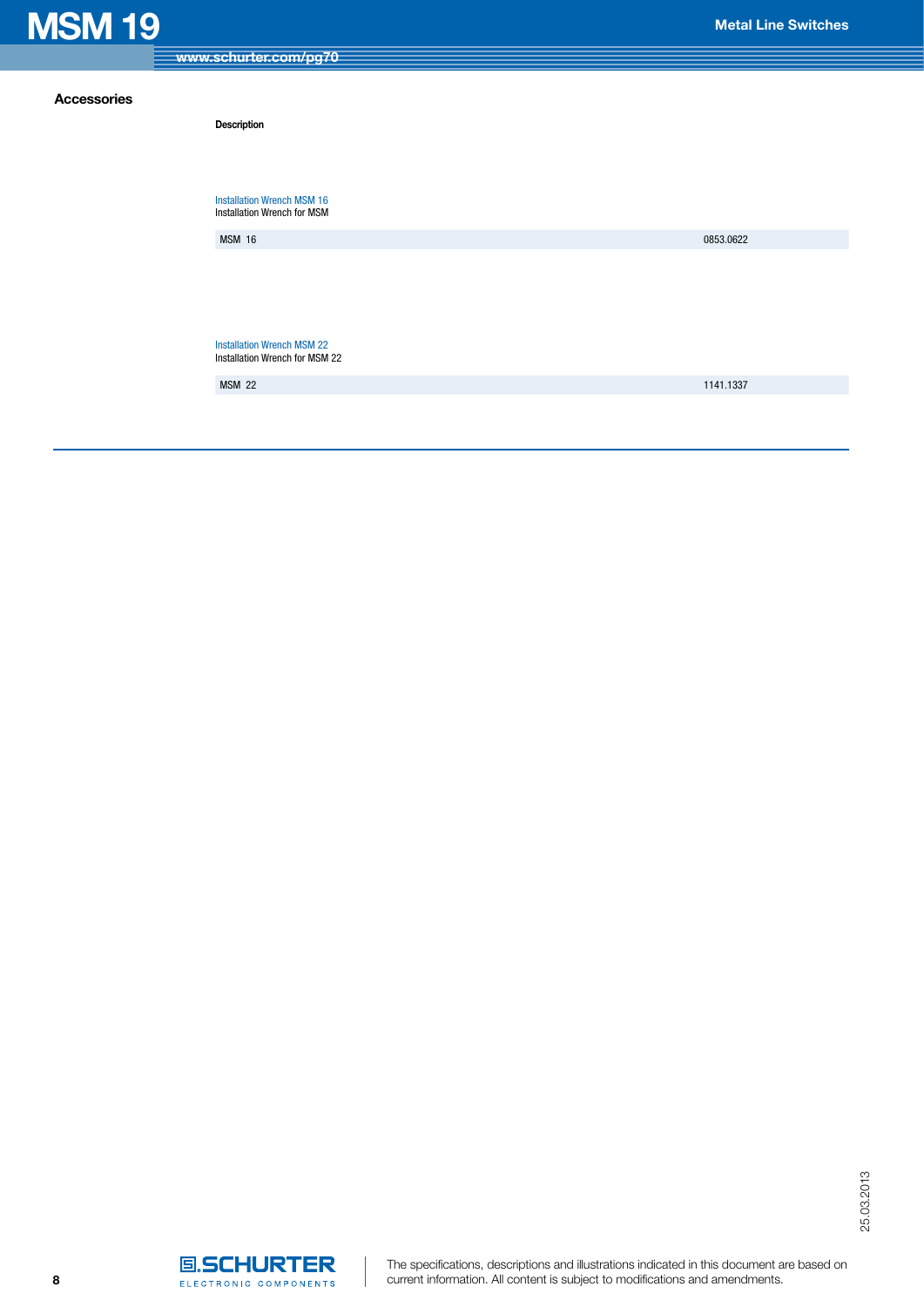## Accessories

**Description**

Installation Wrench MSM 16
Installation Wrench for MSM

| | |
|---|---|
| MSM 16 | 0853.0622 |

Installation Wrench MSM 22
Installation Wrench for MSM 22

| | |
|---|---|
| MSM 22 | 1141.1337 |

The specifications, descriptions and illustrations indicated in this document are based on current information. All content is subject to modifications and amendments.

25.03.2013